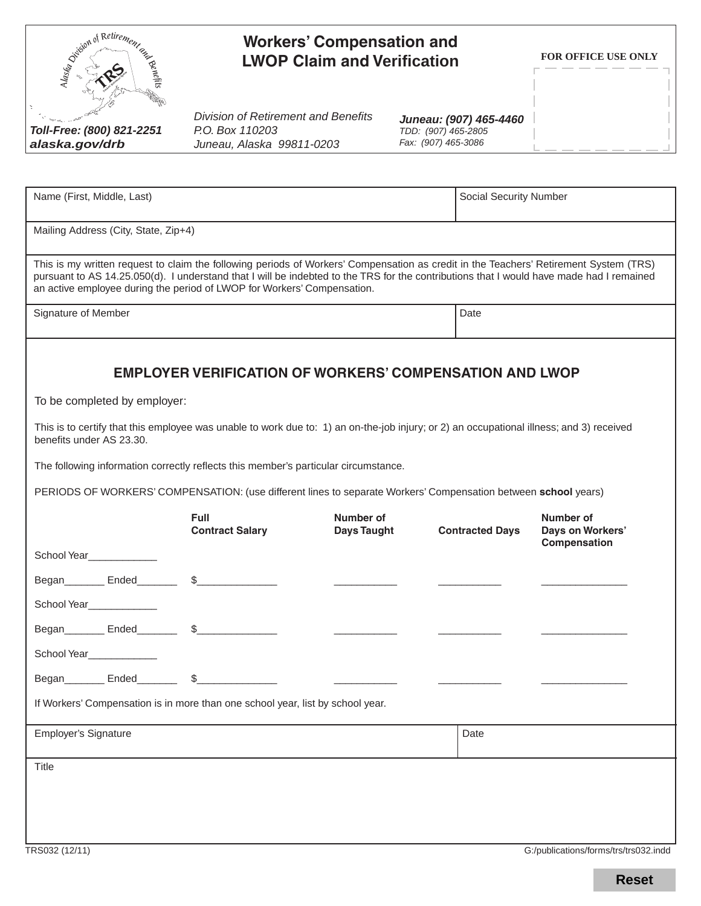# Workers' Compensation and LWOP Claim and Verification

Alaska Division of Retirement and Benefits
TRS

Toll-Free: (800) 821-2251
alaska.gov/drb

*Division of Retirement and Benefits*
*P.O. Box 110203*
*Juneau, Alaska 99811-0203*

***Juneau: (907) 465-4460***
*TDD: (907) 465-2805*
*Fax: (907) 465-3086*

**FOR OFFICE USE ONLY**

| Name (First, Middle, Last) | Social Security Number |
|---|---|
| | |

Mailing Address (City, State, Zip+4)

This is my written request to claim the following periods of Workers' Compensation as credit in the Teachers' Retirement System (TRS) pursuant to AS 14.25.050(d). I understand that I will be indebted to the TRS for the contributions that I would have made had I remained an active employee during the period of LWOP for Workers' Compensation.

| Signature of Member | Date |
|---|---|
| | |

## EMPLOYER VERIFICATION OF WORKERS' COMPENSATION AND LWOP

To be completed by employer:

This is to certify that this employee was unable to work due to: 1) an on-the-job injury; or 2) an occupational illness; and 3) received benefits under AS 23.30.

The following information correctly reflects this member's particular circumstance.

PERIODS OF WORKERS' COMPENSATION: (use different lines to separate Workers' Compensation between **school** years)

| | **Full Contract Salary** | **Number of Days Taught** | **Contracted Days** | **Number of Days on Workers' Compensation** |
|---|---|---|---|---|
| School Year____________ | | | | |
| Began_______ Ended_______ | $______________ | ___________ | ___________ | _______________ |
| School Year____________ | | | | |
| Began_______ Ended_______ | $______________ | ___________ | ___________ | _______________ |
| School Year____________ | | | | |
| Began_______ Ended_______ | $______________ | ___________ | ___________ | _______________ |

If Workers' Compensation is in more than one school year, list by school year.

| Employer's Signature | Date |
|---|---|
| | |

Title

TRS032 (12/11) G:/publications/forms/trs/trs032.indd

Reset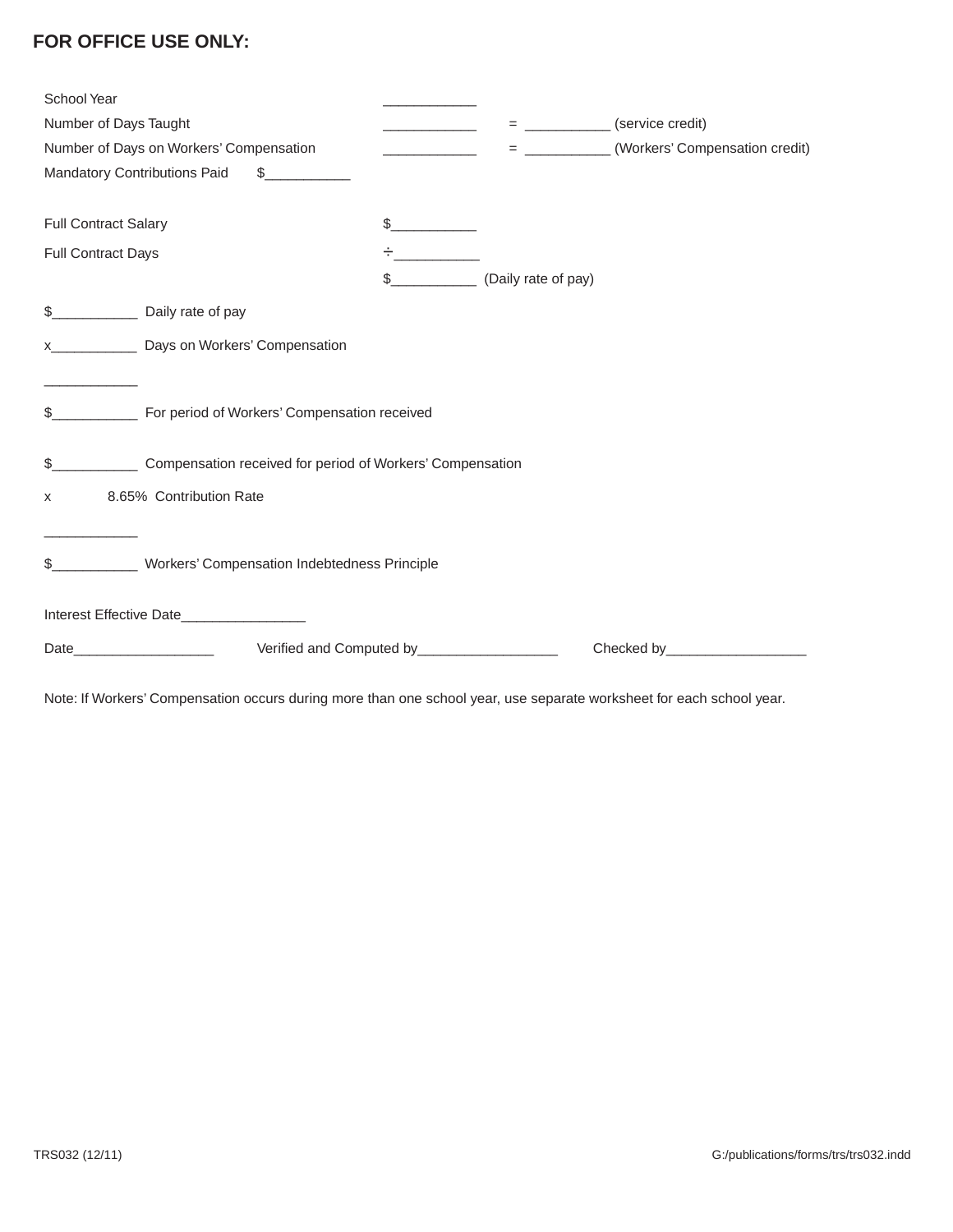## FOR OFFICE USE ONLY:

School Year ____________

Number of Days Taught ____________ = ___________ (service credit)

Number of Days on Workers' Compensation ____________ = ___________ (Workers' Compensation credit)

Mandatory Contributions Paid $___________

Full Contract Salary $___________

Full Contract Days ÷___________

$___________ (Daily rate of pay)

$___________ Daily rate of pay

x___________ Days on Workers' Compensation

____________

$___________ For period of Workers' Compensation received

$___________ Compensation received for period of Workers' Compensation

x 8.65% Contribution Rate

____________

$___________ Workers' Compensation Indebtedness Principle

Interest Effective Date________________

Date__________________ Verified and Computed by__________________ Checked by__________________

Note: If Workers' Compensation occurs during more than one school year, use separate worksheet for each school year.

TRS032 (12/11) G:/publications/forms/trs/trs032.indd